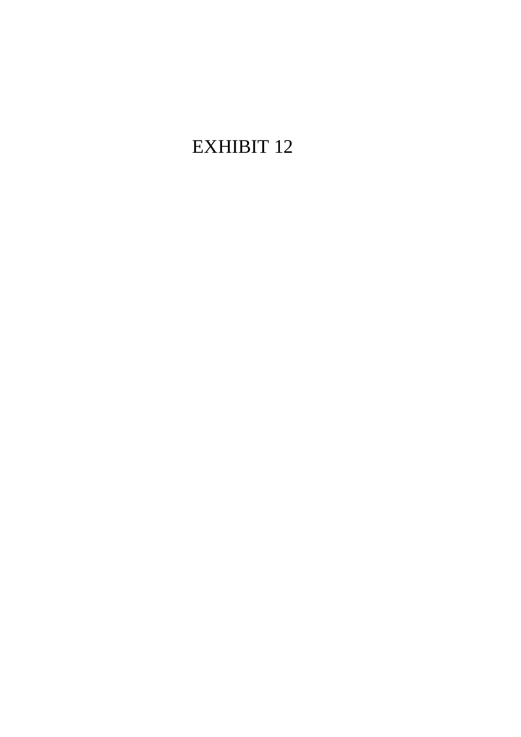# EXHIBIT 12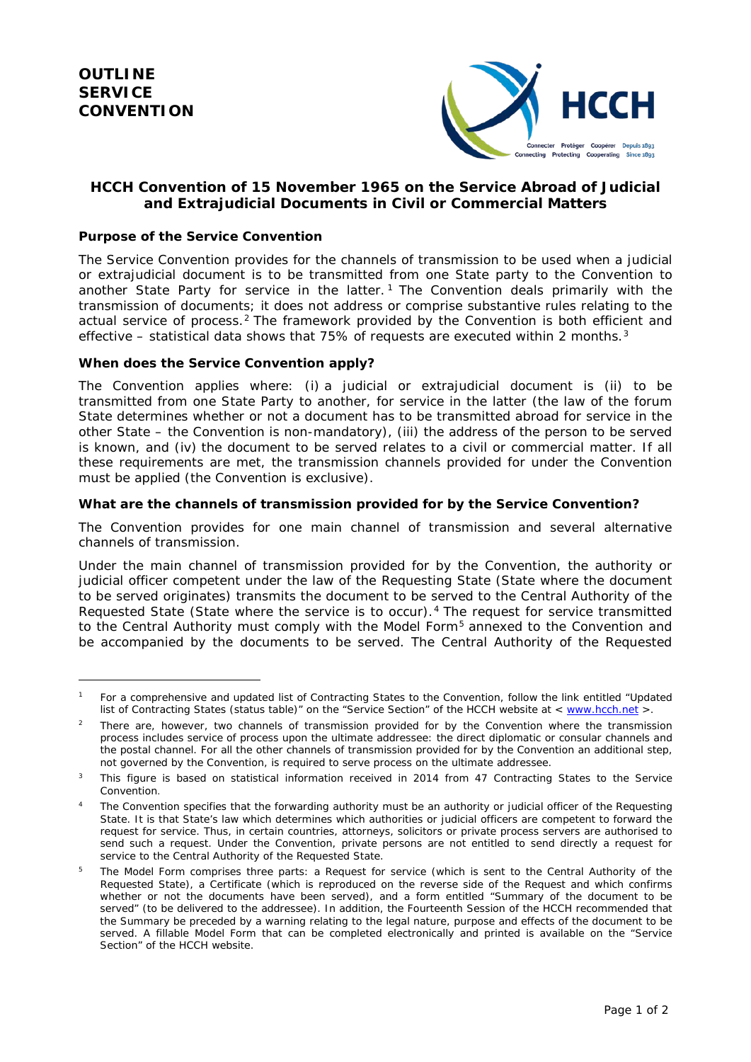**OUTLINE**
**SERVICE**
**CONVENTION**

## HCCH Convention of 15 November 1965 on the Service Abroad of Judicial and Extrajudicial Documents in Civil or Commercial Matters

### Purpose of the Service Convention

The Service Convention provides for the channels of transmission to be used when a judicial or extrajudicial document is to be transmitted from one State party to the Convention to another State Party for service in the latter.[1] The Convention deals primarily with the transmission of documents; it does not address or comprise substantive rules relating to the actual service of process.[2] The framework provided by the Convention is both efficient and effective – statistical data shows that 75% of requests are executed within 2 months.[3]

### When does the Service Convention apply?

The Convention applies where: (i) a judicial or extrajudicial document is (ii) to be transmitted from one State Party to another, for service in the latter (the law of the forum State determines whether or not a document has to be transmitted abroad for service in the other State – the Convention is non-mandatory), (iii) the address of the person to be served is known, and (iv) the document to be served relates to a civil or commercial matter. If all these requirements are met, the transmission channels provided for under the Convention must be applied (the Convention is exclusive).

### What are the channels of transmission provided for by the Service Convention?

The Convention provides for one main channel of transmission and several alternative channels of transmission.

Under the main channel of transmission provided for by the Convention, the authority or judicial officer competent under the law of the Requesting State (State where the document to be served originates) transmits the document to be served to the Central Authority of the Requested State (State where the service is to occur).[4] The request for service transmitted to the Central Authority must comply with the Model Form[5] annexed to the Convention and be accompanied by the documents to be served. The Central Authority of the Requested

---

[1] For a comprehensive and updated list of Contracting States to the Convention, follow the link entitled "Updated list of Contracting States (status table)" on the "Service Section" of the HCCH website at < www.hcch.net >.

[2] There are, however, two channels of transmission provided for by the Convention where the transmission process includes service of process upon the ultimate addressee: the direct diplomatic or consular channels and the postal channel. For all the other channels of transmission provided for by the Convention an additional step, not governed by the Convention, is required to serve process on the ultimate addressee.

[3] This figure is based on statistical information received in 2014 from 47 Contracting States to the Service Convention.

[4] The Convention specifies that the forwarding authority must be an authority or judicial officer of the Requesting State. It is that State's law which determines which authorities or judicial officers are competent to forward the request for service. Thus, in certain countries, attorneys, solicitors or private process servers are authorised to send such a request. Under the Convention, private persons are not entitled to send directly a request for service to the Central Authority of the Requested State.

[5] The Model Form comprises three parts: a Request for service (which is sent to the Central Authority of the Requested State), a Certificate (which is reproduced on the reverse side of the Request and which confirms whether or not the documents have been served), and a form entitled "Summary of the document to be served" (to be delivered to the addressee). In addition, the Fourteenth Session of the HCCH recommended that the Summary be preceded by a warning relating to the legal nature, purpose and effects of the document to be served. A fillable Model Form that can be completed electronically and printed is available on the "Service Section" of the HCCH website.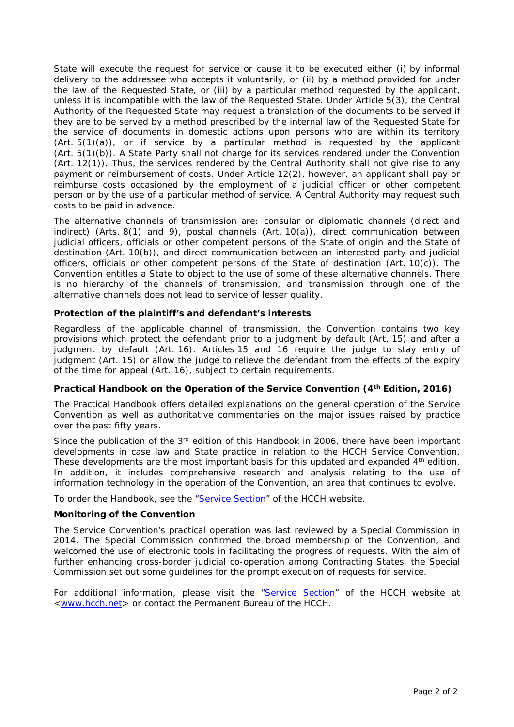State will execute the request for service or cause it to be executed either (i) by informal delivery to the addressee who accepts it voluntarily, or (ii) by a method provided for under the law of the Requested State, or (iii) by a particular method requested by the applicant, unless it is incompatible with the law of the Requested State. Under Article 5(3), the Central Authority of the Requested State may request a translation of the documents to be served if they are to be served by a method prescribed by the internal law of the Requested State for the service of documents in domestic actions upon persons who are within its territory (Art. 5(1)(a)), or if service by a particular method is requested by the applicant (Art. 5(1)(b)). A State Party shall not charge for its services rendered under the Convention (Art. 12(1)). Thus, the services rendered by the Central Authority shall not give rise to any payment or reimbursement of costs. Under Article 12(2), however, an applicant shall pay or reimburse costs occasioned by the employment of a judicial officer or other competent person or by the use of a particular method of service. A Central Authority may request such costs to be paid in advance.

The alternative channels of transmission are: consular or diplomatic channels (direct and indirect) (Arts. 8(1) and 9), postal channels (Art. 10(a)), direct communication between judicial officers, officials or other competent persons of the State of origin and the State of destination (Art. 10(b)), and direct communication between an interested party and judicial officers, officials or other competent persons of the State of destination (Art. 10(c)). The Convention entitles a State to object to the use of some of these alternative channels. There is no hierarchy of the channels of transmission, and transmission through one of the alternative channels does not lead to service of lesser quality.

**Protection of the plaintiff's and defendant's interests**

Regardless of the applicable channel of transmission, the Convention contains two key provisions which protect the defendant prior to a judgment by default (Art. 15) and after a judgment by default (Art. 16). Articles 15 and 16 require the judge to stay entry of judgment (Art. 15) or allow the judge to relieve the defendant from the effects of the expiry of the time for appeal (Art. 16), subject to certain requirements.

**Practical Handbook on the Operation of the Service Convention (4th Edition, 2016)**

The Practical Handbook offers detailed explanations on the general operation of the Service Convention as well as authoritative commentaries on the major issues raised by practice over the past fifty years.

Since the publication of the 3rd edition of this Handbook in 2006, there have been important developments in case law and State practice in relation to the HCCH Service Convention. These developments are the most important basis for this updated and expanded 4th edition. In addition, it includes comprehensive research and analysis relating to the use of information technology in the operation of the Convention, an area that continues to evolve.

To order the Handbook, see the "Service Section" of the HCCH website.

**Monitoring of the Convention**

The Service Convention's practical operation was last reviewed by a Special Commission in 2014. The Special Commission confirmed the broad membership of the Convention, and welcomed the use of electronic tools in facilitating the progress of requests. With the aim of further enhancing cross-border judicial co-operation among Contracting States, the Special Commission set out some guidelines for the prompt execution of requests for service.

For additional information, please visit the "Service Section" of the HCCH website at <www.hcch.net> or contact the Permanent Bureau of the HCCH.